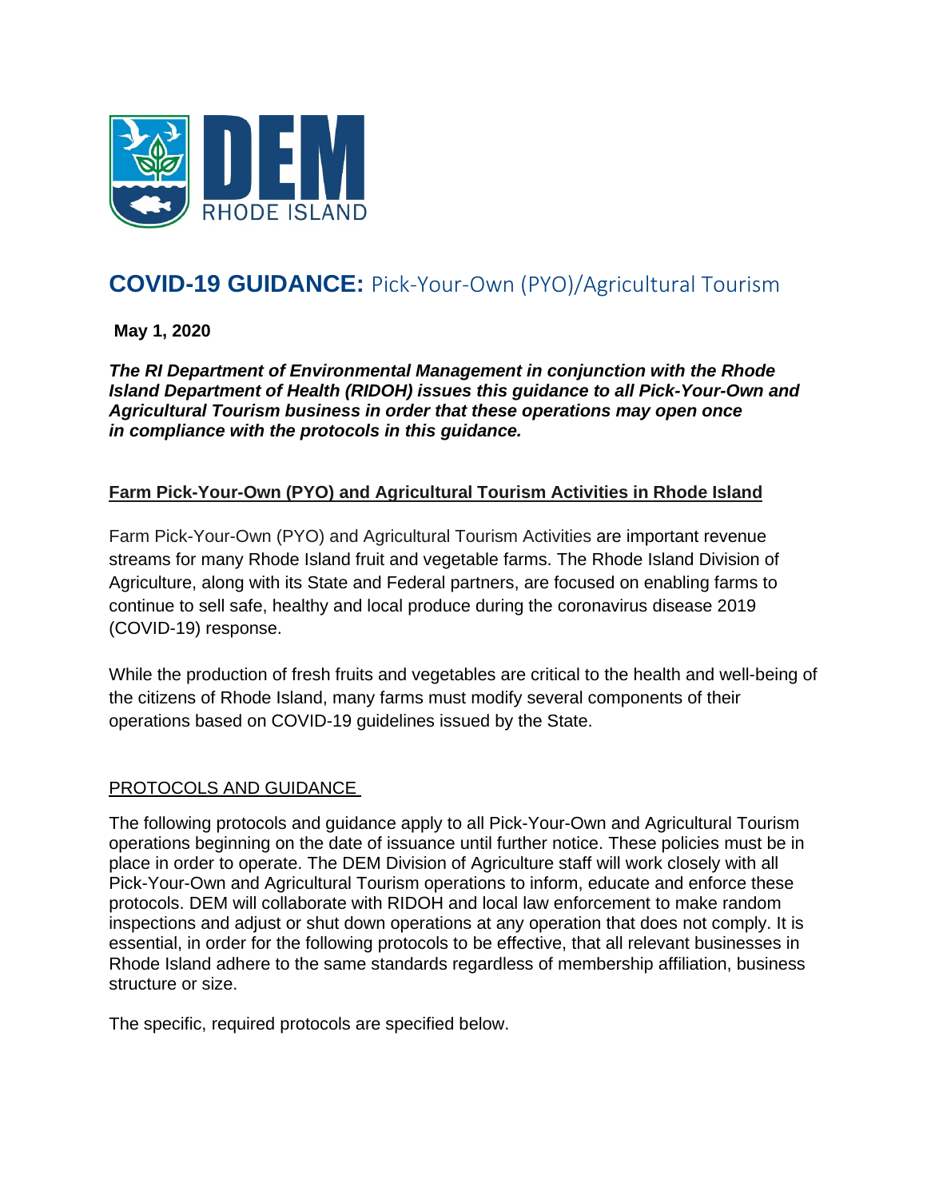DEM RHODE ISLAND

# COVID-19 GUIDANCE: Pick-Your-Own (PYO)/Agricultural Tourism

**May 1, 2020**

***The RI Department of Environmental Management in conjunction with the Rhode Island Department of Health (RIDOH) issues this guidance to all Pick-Your-Own and Agricultural Tourism business in order that these operations may open once in compliance with the protocols in this guidance.***

## Farm Pick-Your-Own (PYO) and Agricultural Tourism Activities in Rhode Island

Farm Pick-Your-Own (PYO) and Agricultural Tourism Activities are important revenue streams for many Rhode Island fruit and vegetable farms. The Rhode Island Division of Agriculture, along with its State and Federal partners, are focused on enabling farms to continue to sell safe, healthy and local produce during the coronavirus disease 2019 (COVID-19) response.

While the production of fresh fruits and vegetables are critical to the health and well-being of the citizens of Rhode Island, many farms must modify several components of their operations based on COVID-19 guidelines issued by the State.

## PROTOCOLS AND GUIDANCE

The following protocols and guidance apply to all Pick-Your-Own and Agricultural Tourism operations beginning on the date of issuance until further notice. These policies must be in place in order to operate. The DEM Division of Agriculture staff will work closely with all Pick-Your-Own and Agricultural Tourism operations to inform, educate and enforce these protocols. DEM will collaborate with RIDOH and local law enforcement to make random inspections and adjust or shut down operations at any operation that does not comply. It is essential, in order for the following protocols to be effective, that all relevant businesses in Rhode Island adhere to the same standards regardless of membership affiliation, business structure or size.

The specific, required protocols are specified below.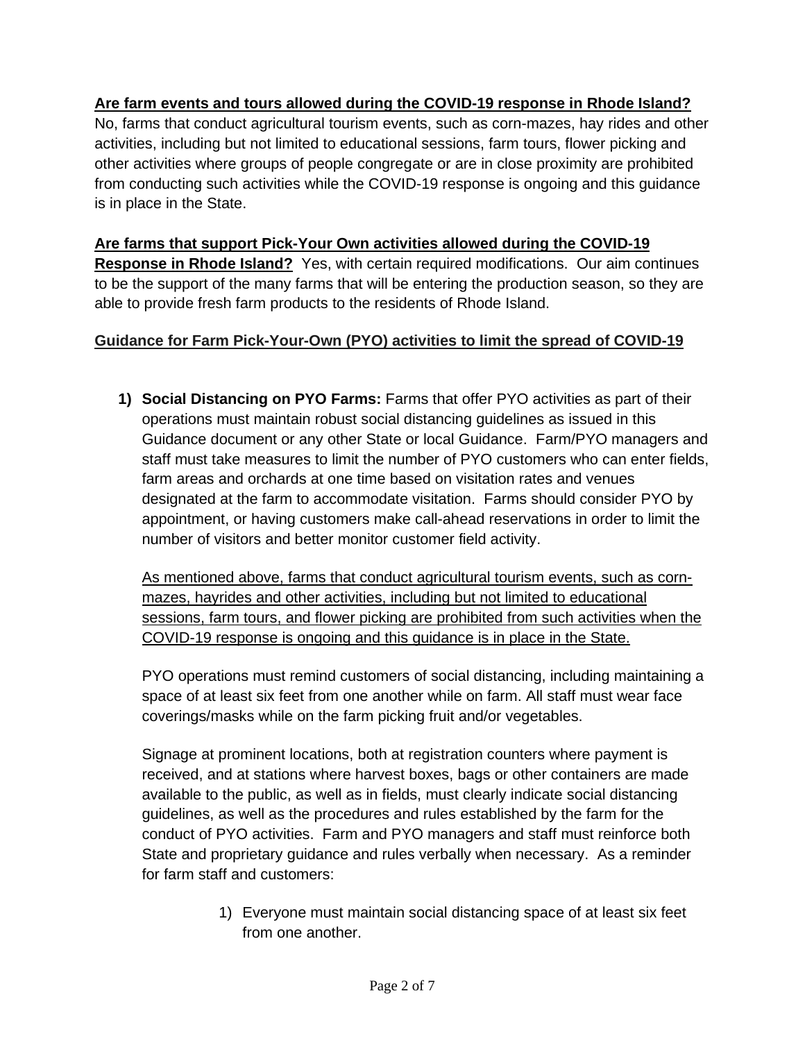**Are farm events and tours allowed during the COVID-19 response in Rhode Island?**
No, farms that conduct agricultural tourism events, such as corn-mazes, hay rides and other activities, including but not limited to educational sessions, farm tours, flower picking and other activities where groups of people congregate or are in close proximity are prohibited from conducting such activities while the COVID-19 response is ongoing and this guidance is in place in the State.

**Are farms that support Pick-Your Own activities allowed during the COVID-19 Response in Rhode Island?** Yes, with certain required modifications. Our aim continues to be the support of the many farms that will be entering the production season, so they are able to provide fresh farm products to the residents of Rhode Island.

**Guidance for Farm Pick-Your-Own (PYO) activities to limit the spread of COVID-19**

1) **Social Distancing on PYO Farms:** Farms that offer PYO activities as part of their operations must maintain robust social distancing guidelines as issued in this Guidance document or any other State or local Guidance. Farm/PYO managers and staff must take measures to limit the number of PYO customers who can enter fields, farm areas and orchards at one time based on visitation rates and venues designated at the farm to accommodate visitation. Farms should consider PYO by appointment, or having customers make call-ahead reservations in order to limit the number of visitors and better monitor customer field activity.

   As mentioned above, farms that conduct agricultural tourism events, such as corn-mazes, hayrides and other activities, including but not limited to educational sessions, farm tours, and flower picking are prohibited from such activities when the COVID-19 response is ongoing and this guidance is in place in the State.

   PYO operations must remind customers of social distancing, including maintaining a space of at least six feet from one another while on farm. All staff must wear face coverings/masks while on the farm picking fruit and/or vegetables.

   Signage at prominent locations, both at registration counters where payment is received, and at stations where harvest boxes, bags or other containers are made available to the public, as well as in fields, must clearly indicate social distancing guidelines, as well as the procedures and rules established by the farm for the conduct of PYO activities. Farm and PYO managers and staff must reinforce both State and proprietary guidance and rules verbally when necessary. As a reminder for farm staff and customers:

   1) Everyone must maintain social distancing space of at least six feet from one another.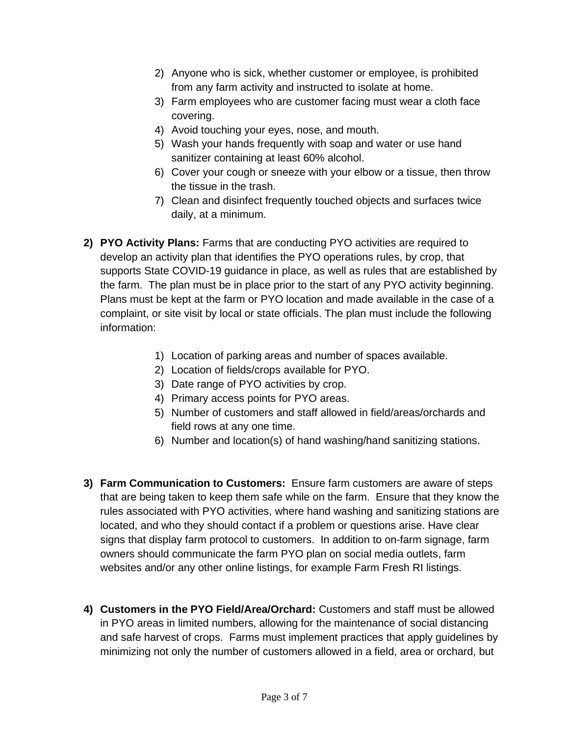2) Anyone who is sick, whether customer or employee, is prohibited from any farm activity and instructed to isolate at home.
3) Farm employees who are customer facing must wear a cloth face covering.
4) Avoid touching your eyes, nose, and mouth.
5) Wash your hands frequently with soap and water or use hand sanitizer containing at least 60% alcohol.
6) Cover your cough or sneeze with your elbow or a tissue, then throw the tissue in the trash.
7) Clean and disinfect frequently touched objects and surfaces twice daily, at a minimum.

**2) PYO Activity Plans:** Farms that are conducting PYO activities are required to develop an activity plan that identifies the PYO operations rules, by crop, that supports State COVID-19 guidance in place, as well as rules that are established by the farm. The plan must be in place prior to the start of any PYO activity beginning. Plans must be kept at the farm or PYO location and made available in the case of a complaint, or site visit by local or state officials. The plan must include the following information:

1) Location of parking areas and number of spaces available.
2) Location of fields/crops available for PYO.
3) Date range of PYO activities by crop.
4) Primary access points for PYO areas.
5) Number of customers and staff allowed in field/areas/orchards and field rows at any one time.
6) Number and location(s) of hand washing/hand sanitizing stations.

**3) Farm Communication to Customers:** Ensure farm customers are aware of steps that are being taken to keep them safe while on the farm. Ensure that they know the rules associated with PYO activities, where hand washing and sanitizing stations are located, and who they should contact if a problem or questions arise. Have clear signs that display farm protocol to customers. In addition to on-farm signage, farm owners should communicate the farm PYO plan on social media outlets, farm websites and/or any other online listings, for example Farm Fresh RI listings.

**4) Customers in the PYO Field/Area/Orchard:** Customers and staff must be allowed in PYO areas in limited numbers, allowing for the maintenance of social distancing and safe harvest of crops. Farms must implement practices that apply guidelines by minimizing not only the number of customers allowed in a field, area or orchard, but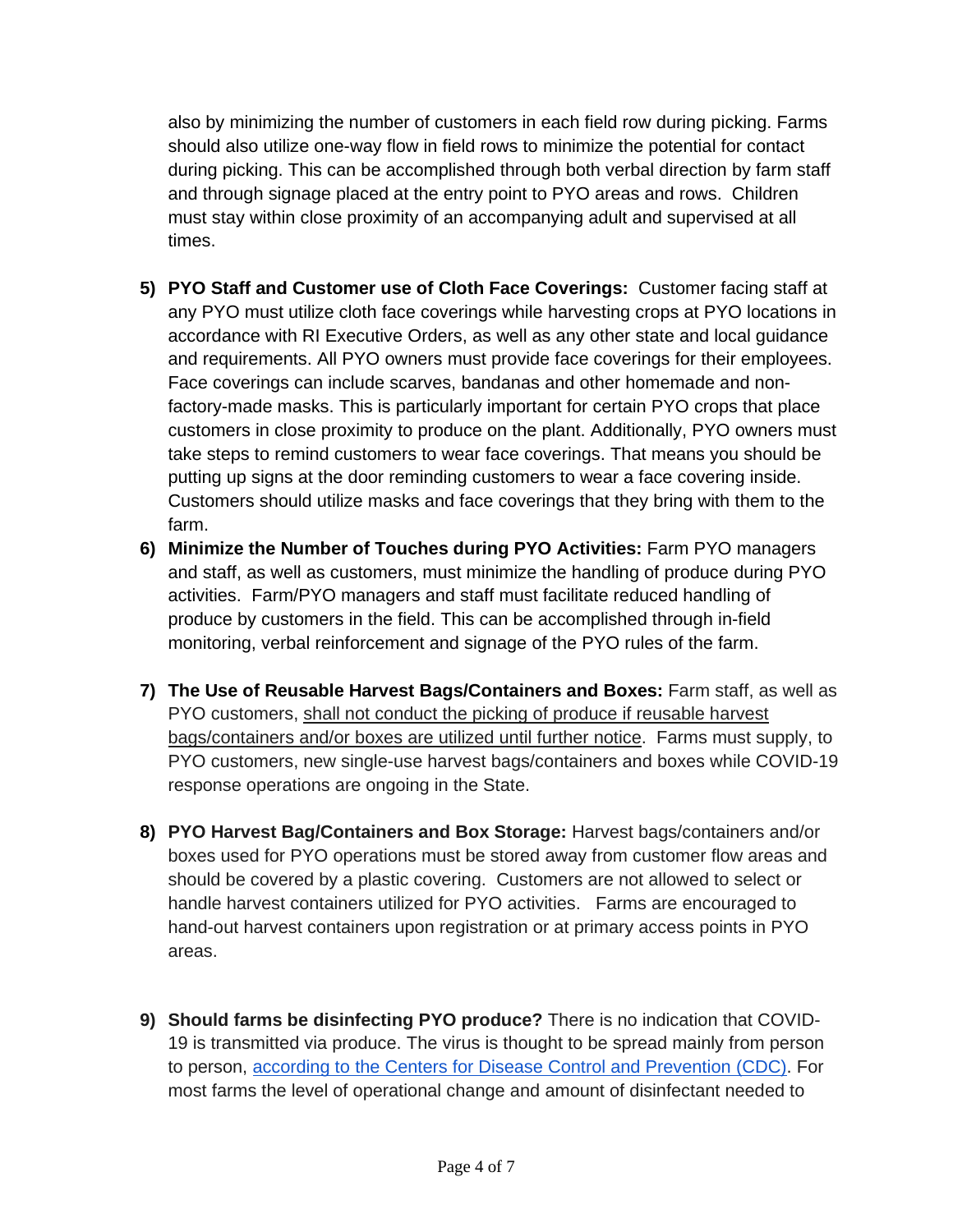also by minimizing the number of customers in each field row during picking. Farms should also utilize one-way flow in field rows to minimize the potential for contact during picking. This can be accomplished through both verbal direction by farm staff and through signage placed at the entry point to PYO areas and rows. Children must stay within close proximity of an accompanying adult and supervised at all times.

5) **PYO Staff and Customer use of Cloth Face Coverings:** Customer facing staff at any PYO must utilize cloth face coverings while harvesting crops at PYO locations in accordance with RI Executive Orders, as well as any other state and local guidance and requirements. All PYO owners must provide face coverings for their employees. Face coverings can include scarves, bandanas and other homemade and non-factory-made masks. This is particularly important for certain PYO crops that place customers in close proximity to produce on the plant. Additionally, PYO owners must take steps to remind customers to wear face coverings. That means you should be putting up signs at the door reminding customers to wear a face covering inside. Customers should utilize masks and face coverings that they bring with them to the farm.
6) **Minimize the Number of Touches during PYO Activities:** Farm PYO managers and staff, as well as customers, must minimize the handling of produce during PYO activities. Farm/PYO managers and staff must facilitate reduced handling of produce by customers in the field. This can be accomplished through in-field monitoring, verbal reinforcement and signage of the PYO rules of the farm.

7) **The Use of Reusable Harvest Bags/Containers and Boxes:** Farm staff, as well as PYO customers, shall not conduct the picking of produce if reusable harvest bags/containers and/or boxes are utilized until further notice. Farms must supply, to PYO customers, new single-use harvest bags/containers and boxes while COVID-19 response operations are ongoing in the State.

8) **PYO Harvest Bag/Containers and Box Storage:** Harvest bags/containers and/or boxes used for PYO operations must be stored away from customer flow areas and should be covered by a plastic covering. Customers are not allowed to select or handle harvest containers utilized for PYO activities. Farms are encouraged to hand-out harvest containers upon registration or at primary access points in PYO areas.

9) **Should farms be disinfecting PYO produce?** There is no indication that COVID-19 is transmitted via produce. The virus is thought to be spread mainly from person to person, according to the Centers for Disease Control and Prevention (CDC). For most farms the level of operational change and amount of disinfectant needed to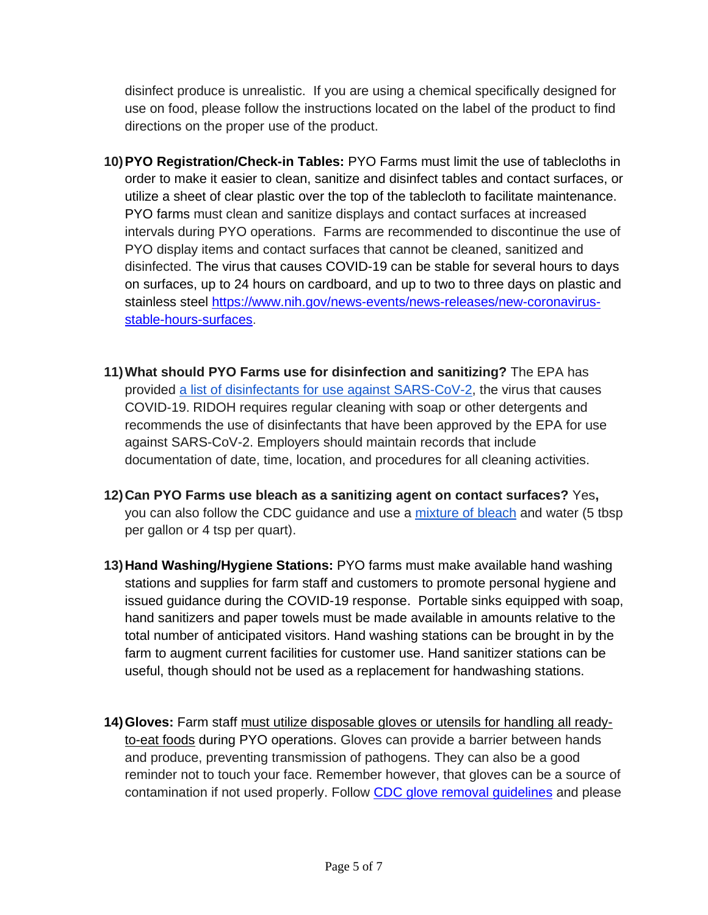disinfect produce is unrealistic. If you are using a chemical specifically designed for use on food, please follow the instructions located on the label of the product to find directions on the proper use of the product.

10) **PYO Registration/Check-in Tables:** PYO Farms must limit the use of tablecloths in order to make it easier to clean, sanitize and disinfect tables and contact surfaces, or utilize a sheet of clear plastic over the top of the tablecloth to facilitate maintenance. PYO farms must clean and sanitize displays and contact surfaces at increased intervals during PYO operations. Farms are recommended to discontinue the use of PYO display items and contact surfaces that cannot be cleaned, sanitized and disinfected. The virus that causes COVID-19 can be stable for several hours to days on surfaces, up to 24 hours on cardboard, and up to two to three days on plastic and stainless steel [https://www.nih.gov/news-events/news-releases/new-coronavirus-stable-hours-surfaces](https://www.nih.gov/news-events/news-releases/new-coronavirus-stable-hours-surfaces).

11) **What should PYO Farms use for disinfection and sanitizing?** The EPA has provided [a list of disinfectants for use against SARS-CoV-2](), the virus that causes COVID-19. RIDOH requires regular cleaning with soap or other detergents and recommends the use of disinfectants that have been approved by the EPA for use against SARS-CoV-2. Employers should maintain records that include documentation of date, time, location, and procedures for all cleaning activities.

12) **Can PYO Farms use bleach as a sanitizing agent on contact surfaces?** Yes**,** you can also follow the CDC guidance and use a [mixture of bleach]() and water (5 tbsp per gallon or 4 tsp per quart).

13) **Hand Washing/Hygiene Stations:** PYO farms must make available hand washing stations and supplies for farm staff and customers to promote personal hygiene and issued guidance during the COVID-19 response. Portable sinks equipped with soap, hand sanitizers and paper towels must be made available in amounts relative to the total number of anticipated visitors. Hand washing stations can be brought in by the farm to augment current facilities for customer use. Hand sanitizer stations can be useful, though should not be used as a replacement for handwashing stations.

14) **Gloves:** Farm staff <u>must utilize disposable gloves or utensils for handling all ready-to-eat foods</u> during PYO operations. Gloves can provide a barrier between hands and produce, preventing transmission of pathogens. They can also be a good reminder not to touch your face. Remember however, that gloves can be a source of contamination if not used properly. Follow [CDC glove removal guidelines]() and please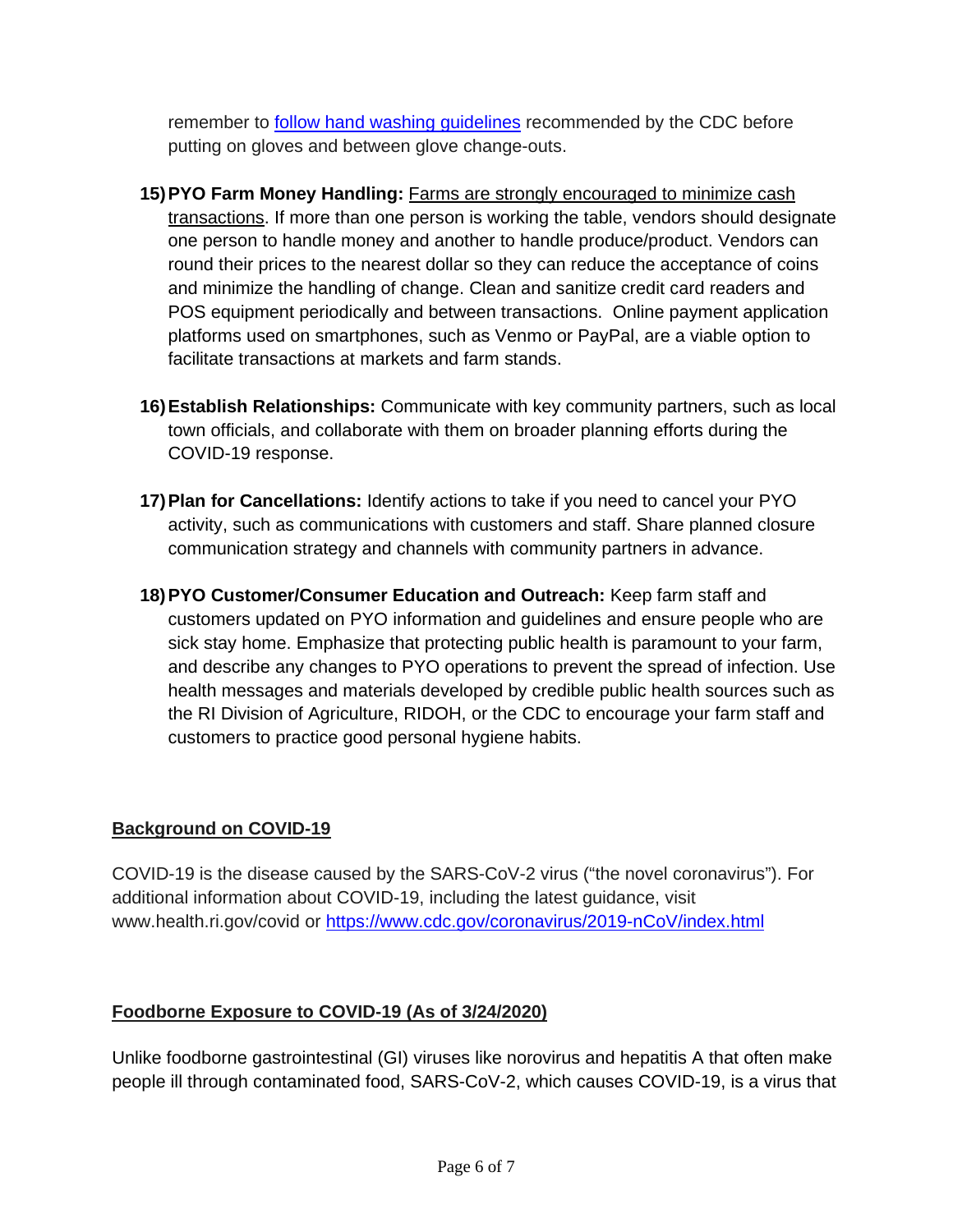remember to [follow hand washing guidelines]() recommended by the CDC before putting on gloves and between glove change-outs.

15) **PYO Farm Money Handling:** Farms are strongly encouraged to minimize cash transactions. If more than one person is working the table, vendors should designate one person to handle money and another to handle produce/product. Vendors can round their prices to the nearest dollar so they can reduce the acceptance of coins and minimize the handling of change. Clean and sanitize credit card readers and POS equipment periodically and between transactions. Online payment application platforms used on smartphones, such as Venmo or PayPal, are a viable option to facilitate transactions at markets and farm stands.

16) **Establish Relationships:** Communicate with key community partners, such as local town officials, and collaborate with them on broader planning efforts during the COVID-19 response.

17) **Plan for Cancellations:** Identify actions to take if you need to cancel your PYO activity, such as communications with customers and staff. Share planned closure communication strategy and channels with community partners in advance.

18) **PYO Customer/Consumer Education and Outreach:** Keep farm staff and customers updated on PYO information and guidelines and ensure people who are sick stay home. Emphasize that protecting public health is paramount to your farm, and describe any changes to PYO operations to prevent the spread of infection. Use health messages and materials developed by credible public health sources such as the RI Division of Agriculture, RIDOH, or the CDC to encourage your farm staff and customers to practice good personal hygiene habits.

## Background on COVID-19

COVID-19 is the disease caused by the SARS-CoV-2 virus ("the novel coronavirus"). For additional information about COVID-19, including the latest guidance, visit www.health.ri.gov/covid or https://www.cdc.gov/coronavirus/2019-nCoV/index.html

## Foodborne Exposure to COVID-19 (As of 3/24/2020)

Unlike foodborne gastrointestinal (GI) viruses like norovirus and hepatitis A that often make people ill through contaminated food, SARS-CoV-2, which causes COVID-19, is a virus that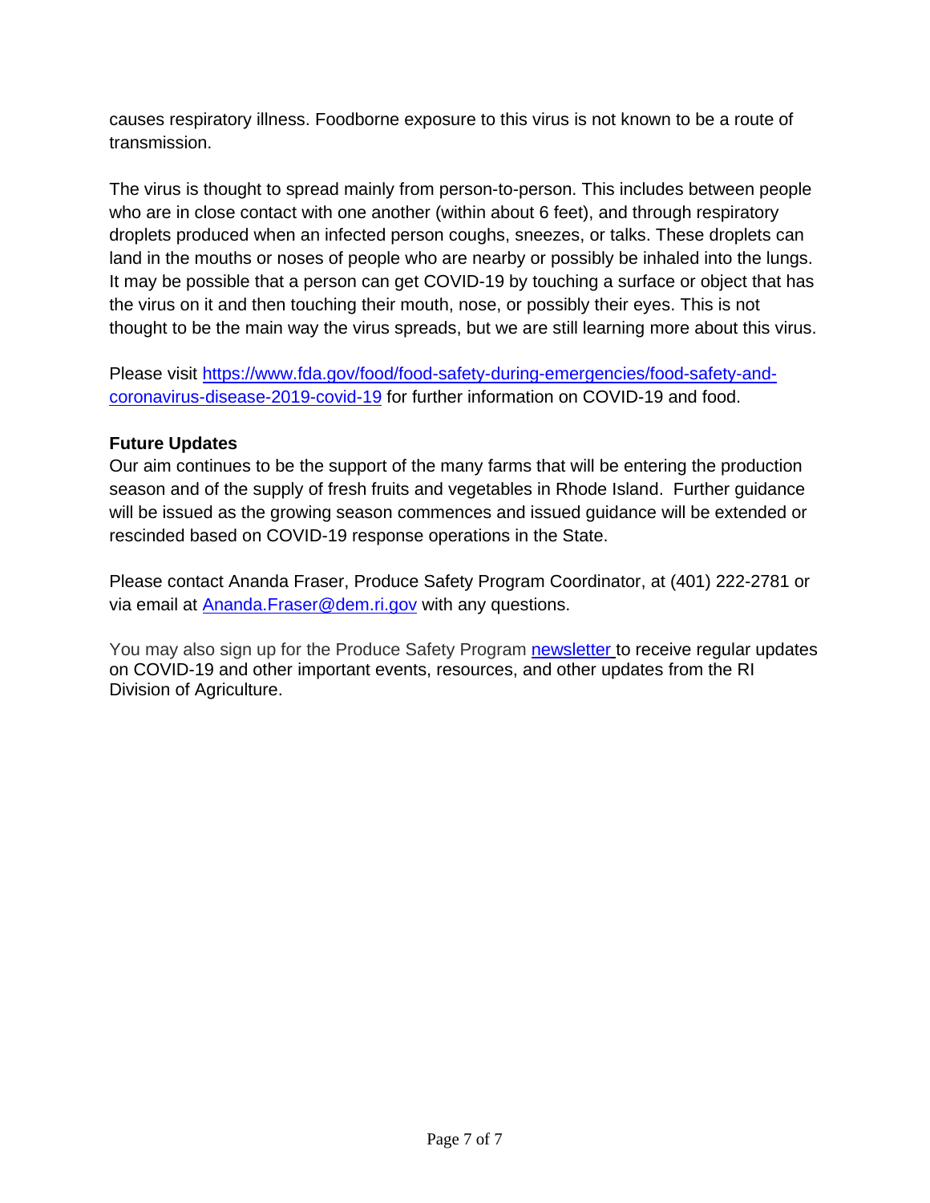causes respiratory illness. Foodborne exposure to this virus is not known to be a route of transmission.

The virus is thought to spread mainly from person-to-person. This includes between people who are in close contact with one another (within about 6 feet), and through respiratory droplets produced when an infected person coughs, sneezes, or talks. These droplets can land in the mouths or noses of people who are nearby or possibly be inhaled into the lungs. It may be possible that a person can get COVID-19 by touching a surface or object that has the virus on it and then touching their mouth, nose, or possibly their eyes. This is not thought to be the main way the virus spreads, but we are still learning more about this virus.

Please visit [https://www.fda.gov/food/food-safety-during-emergencies/food-safety-and-coronavirus-disease-2019-covid-19](https://www.fda.gov/food/food-safety-during-emergencies/food-safety-and-coronavirus-disease-2019-covid-19) for further information on COVID-19 and food.

**Future Updates**

Our aim continues to be the support of the many farms that will be entering the production season and of the supply of fresh fruits and vegetables in Rhode Island. Further guidance will be issued as the growing season commences and issued guidance will be extended or rescinded based on COVID-19 response operations in the State.

Please contact Ananda Fraser, Produce Safety Program Coordinator, at (401) 222-2781 or via email at [Ananda.Fraser@dem.ri.gov](mailto:Ananda.Fraser@dem.ri.gov) with any questions.

You may also sign up for the Produce Safety Program newsletter to receive regular updates on COVID-19 and other important events, resources, and other updates from the RI Division of Agriculture.